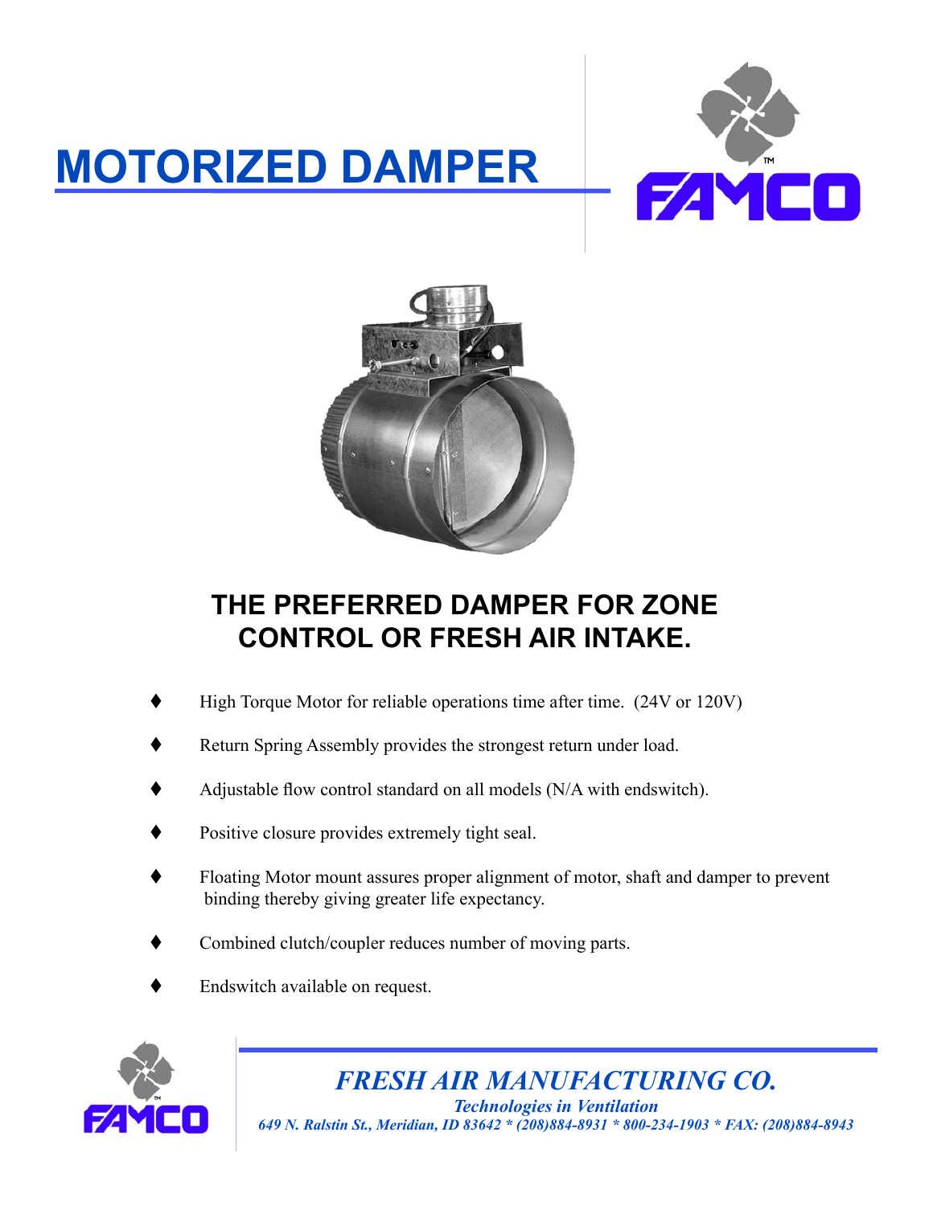# MOTORIZED DAMPER

FAMCO™

## THE PREFERRED DAMPER FOR ZONE CONTROL OR FRESH AIR INTAKE.

- High Torque Motor for reliable operations time after time. (24V or 120V)
- Return Spring Assembly provides the strongest return under load.
- Adjustable flow control standard on all models (N/A with endswitch).
- Positive closure provides extremely tight seal.
- Floating Motor mount assures proper alignment of motor, shaft and damper to prevent binding thereby giving greater life expectancy.
- Combined clutch/coupler reduces number of moving parts.
- Endswitch available on request.

FAMCO™

***FRESH AIR MANUFACTURING CO.***

***Technologies in Ventilation***

***649 N. Ralstin St., Meridian, ID 83642 * (208)884-8931 * 800-234-1903 * FAX: (208)884-8943***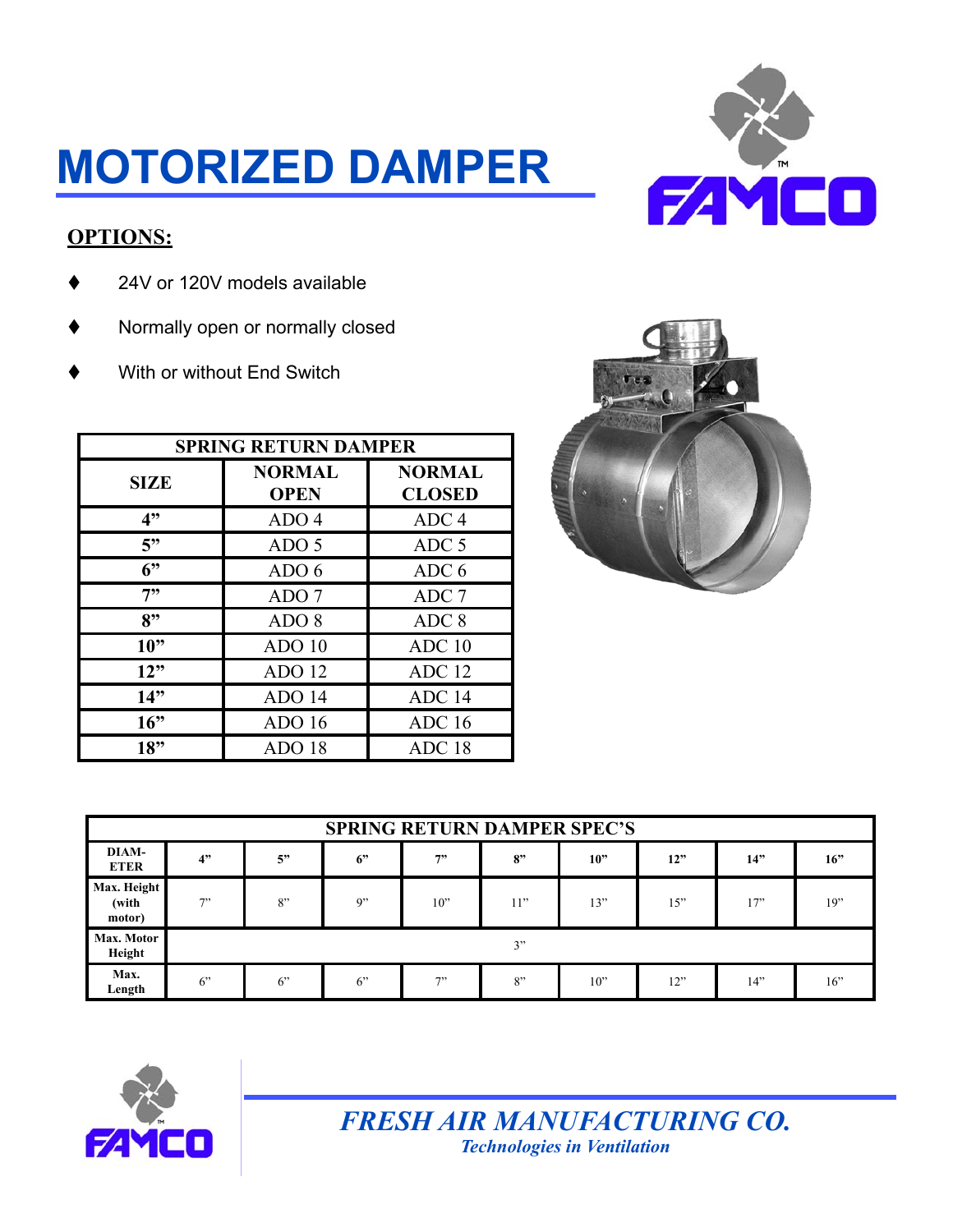# MOTORIZED DAMPER

FAMCO

**OPTIONS:**

- 24V or 120V models available
- Normally open or normally closed
- With or without End Switch

| SPRING RETURN DAMPER | | |
|---|---|---|
| **SIZE** | **NORMAL OPEN** | **NORMAL CLOSED** |
| **4”** | ADO 4 | ADC 4 |
| **5”** | ADO 5 | ADC 5 |
| **6”** | ADO 6 | ADC 6 |
| **7”** | ADO 7 | ADC 7 |
| **8”** | ADO 8 | ADC 8 |
| **10”** | ADO 10 | ADC 10 |
| **12”** | ADO 12 | ADC 12 |
| **14”** | ADO 14 | ADC 14 |
| **16”** | ADO 16 | ADC 16 |
| **18”** | ADO 18 | ADC 18 |

| SPRING RETURN DAMPER SPEC’S | | | | | | | | | |
|---|---|---|---|---|---|---|---|---|---|
| **DIAM-ETER** | **4”** | **5”** | **6”** | **7”** | **8”** | **10”** | **12”** | **14”** | **16”** |
| **Max. Height (with motor)** | 7” | 8” | 9” | 10” | 11” | 13” | 15” | 17” | 19” |
| **Max. Motor Height** | 3” | | | | | | | | |
| **Max. Length** | 6” | 6” | 6” | 7” | 8” | 10” | 12” | 14” | 16” |

FAMCO

***FRESH AIR MANUFACTURING CO.***

***Technologies in Ventilation***